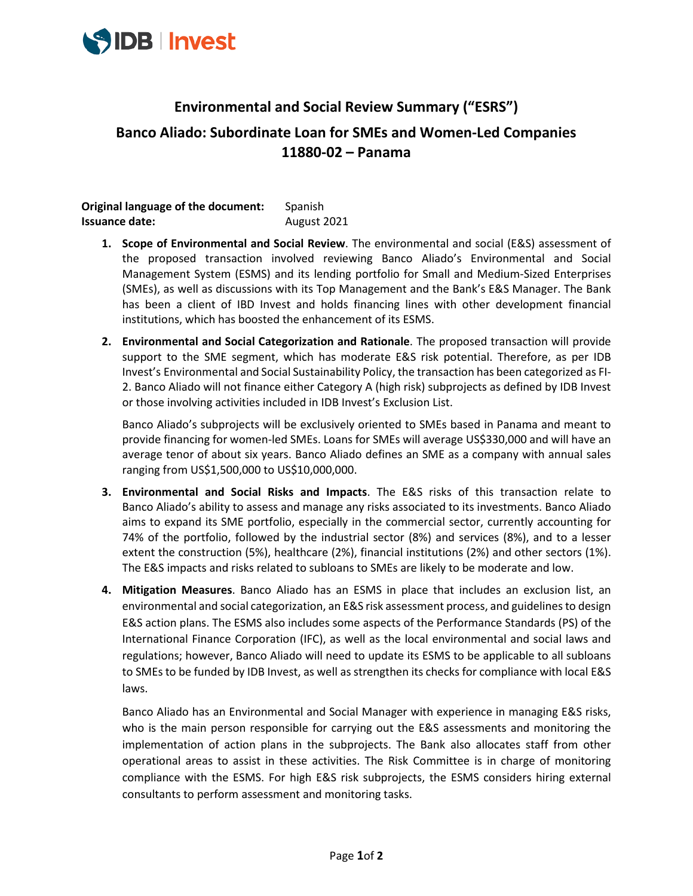# Environmental and Social Review Summary ("ESRS")

## Banco Aliado: Subordinate Loan for SMEs and Women-Led Companies 11880-02 – Panama

**Original language of the document:** Spanish
**Issuance date:** August 2021

1. **Scope of Environmental and Social Review**. The environmental and social (E&S) assessment of the proposed transaction involved reviewing Banco Aliado's Environmental and Social Management System (ESMS) and its lending portfolio for Small and Medium-Sized Enterprises (SMEs), as well as discussions with its Top Management and the Bank's E&S Manager. The Bank has been a client of IBD Invest and holds financing lines with other development financial institutions, which has boosted the enhancement of its ESMS.

2. **Environmental and Social Categorization and Rationale**. The proposed transaction will provide support to the SME segment, which has moderate E&S risk potential. Therefore, as per IDB Invest's Environmental and Social Sustainability Policy, the transaction has been categorized as FI-2. Banco Aliado will not finance either Category A (high risk) subprojects as defined by IDB Invest or those involving activities included in IDB Invest's Exclusion List.

   Banco Aliado's subprojects will be exclusively oriented to SMEs based in Panama and meant to provide financing for women-led SMEs. Loans for SMEs will average US$330,000 and will have an average tenor of about six years. Banco Aliado defines an SME as a company with annual sales ranging from US$1,500,000 to US$10,000,000.

3. **Environmental and Social Risks and Impacts**. The E&S risks of this transaction relate to Banco Aliado's ability to assess and manage any risks associated to its investments. Banco Aliado aims to expand its SME portfolio, especially in the commercial sector, currently accounting for 74% of the portfolio, followed by the industrial sector (8%) and services (8%), and to a lesser extent the construction (5%), healthcare (2%), financial institutions (2%) and other sectors (1%). The E&S impacts and risks related to subloans to SMEs are likely to be moderate and low.

4. **Mitigation Measures**. Banco Aliado has an ESMS in place that includes an exclusion list, an environmental and social categorization, an E&S risk assessment process, and guidelines to design E&S action plans. The ESMS also includes some aspects of the Performance Standards (PS) of the International Finance Corporation (IFC), as well as the local environmental and social laws and regulations; however, Banco Aliado will need to update its ESMS to be applicable to all subloans to SMEs to be funded by IDB Invest, as well as strengthen its checks for compliance with local E&S laws.

   Banco Aliado has an Environmental and Social Manager with experience in managing E&S risks, who is the main person responsible for carrying out the E&S assessments and monitoring the implementation of action plans in the subprojects. The Bank also allocates staff from other operational areas to assist in these activities. The Risk Committee is in charge of monitoring compliance with the ESMS. For high E&S risk subprojects, the ESMS considers hiring external consultants to perform assessment and monitoring tasks.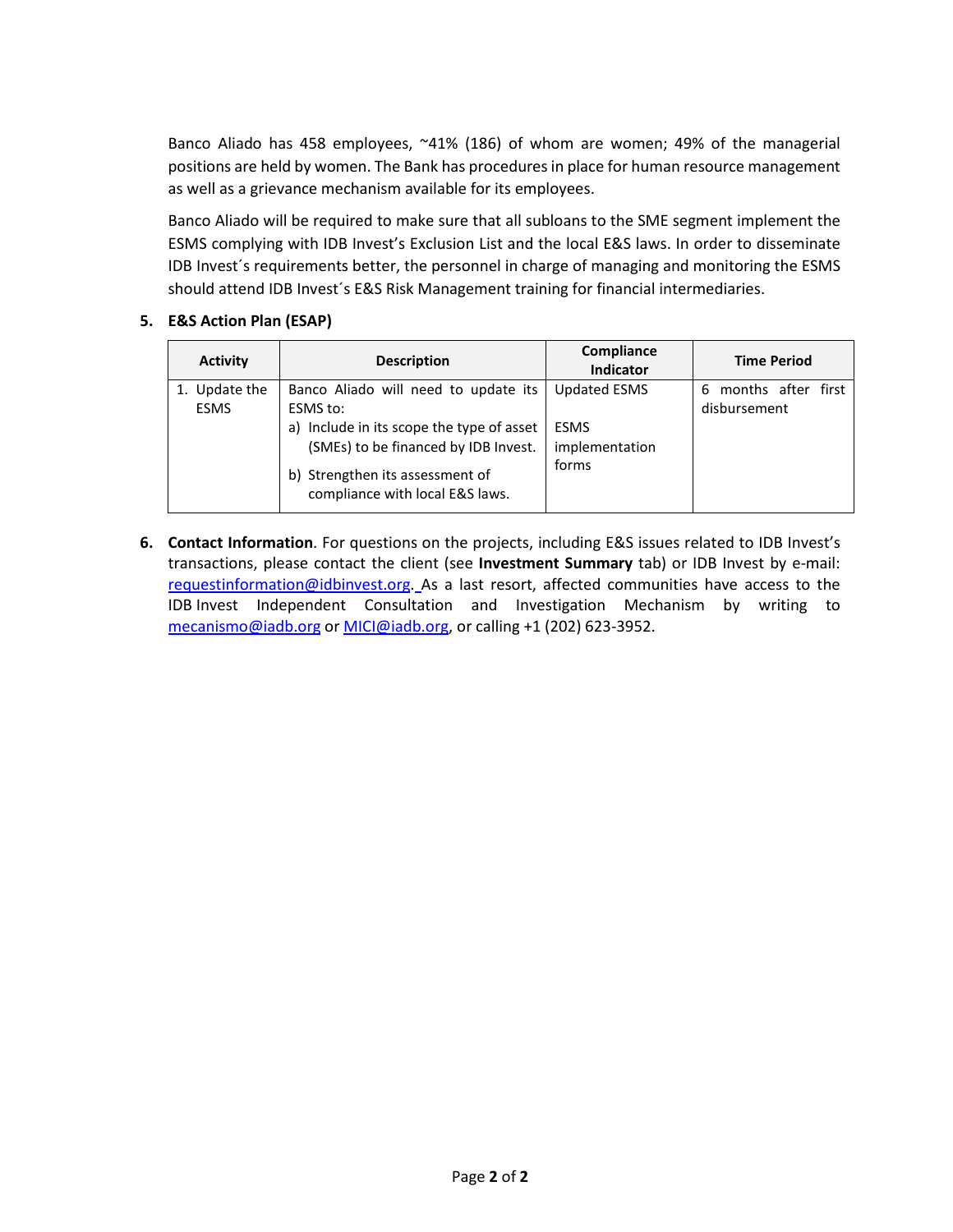Banco Aliado has 458 employees, ~41% (186) of whom are women; 49% of the managerial positions are held by women. The Bank has procedures in place for human resource management as well as a grievance mechanism available for its employees.

Banco Aliado will be required to make sure that all subloans to the SME segment implement the ESMS complying with IDB Invest's Exclusion List and the local E&S laws. In order to disseminate IDB Invest´s requirements better, the personnel in charge of managing and monitoring the ESMS should attend IDB Invest´s E&S Risk Management training for financial intermediaries.

5. **E&S Action Plan (ESAP)**

| Activity | Description | Compliance Indicator | Time Period |
|---|---|---|---|
| 1. Update the ESMS | Banco Aliado will need to update its ESMS to: a) Include in its scope the type of asset (SMEs) to be financed by IDB Invest. b) Strengthen its assessment of compliance with local E&S laws. | Updated ESMS<br><br>ESMS implementation forms | 6 months after first disbursement |

6. **Contact Information**. For questions on the projects, including E&S issues related to IDB Invest's transactions, please contact the client (see **Investment Summary** tab) or IDB Invest by e-mail: requestinformation@idbinvest.org. As a last resort, affected communities have access to the IDB Invest Independent Consultation and Investigation Mechanism by writing to mecanismo@iadb.org or MICI@iadb.org, or calling +1 (202) 623-3952.